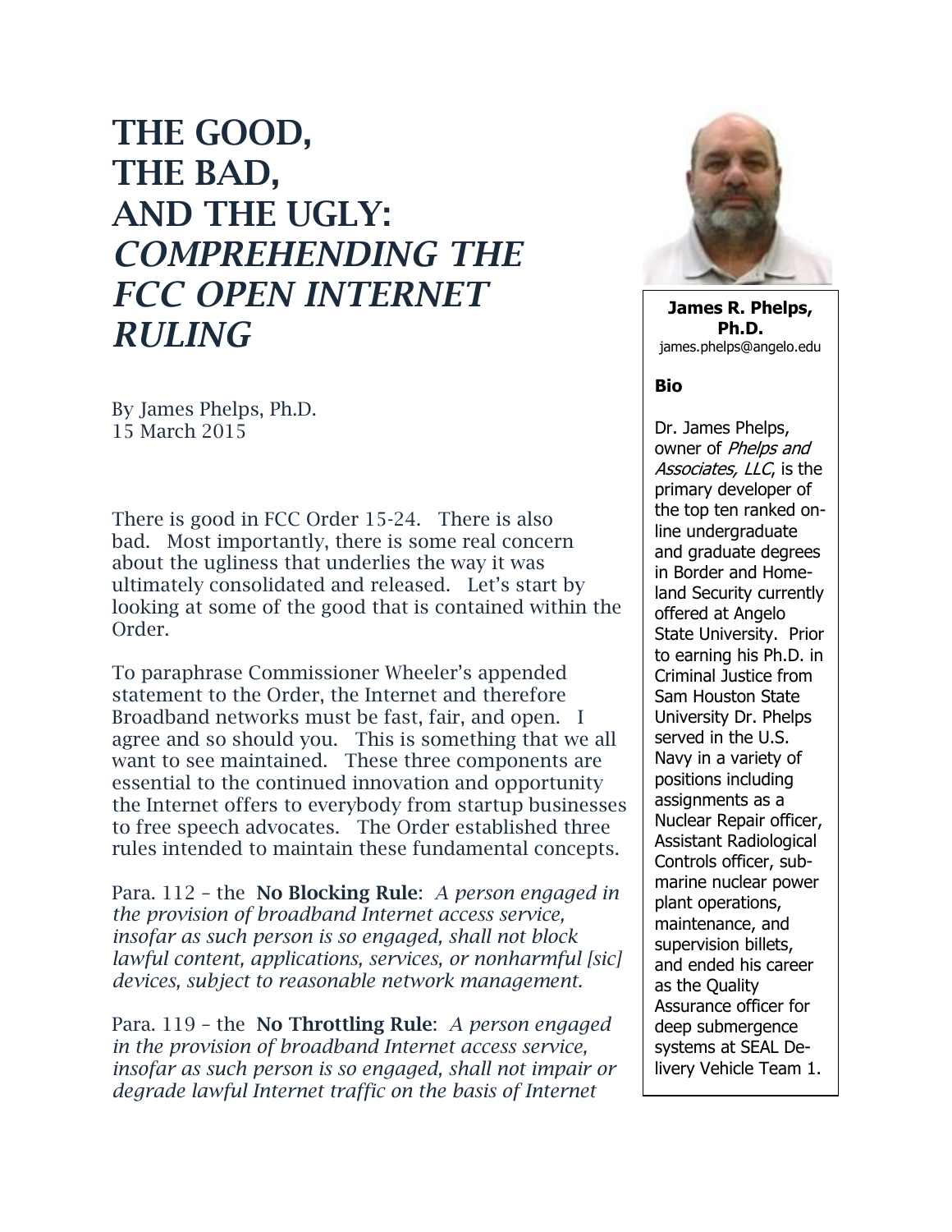# THE GOOD, THE BAD, AND THE UGLY: *COMPREHENDING THE FCC OPEN INTERNET RULING*

By James Phelps, Ph.D.
15 March 2015

There is good in FCC Order 15-24. There is also bad. Most importantly, there is some real concern about the ugliness that underlies the way it was ultimately consolidated and released. Let's start by looking at some of the good that is contained within the Order.

To paraphrase Commissioner Wheeler's appended statement to the Order, the Internet and therefore Broadband networks must be fast, fair, and open. I agree and so should you. This is something that we all want to see maintained. These three components are essential to the continued innovation and opportunity the Internet offers to everybody from startup businesses to free speech advocates. The Order established three rules intended to maintain these fundamental concepts.

Para. 112 – the **No Blocking Rule**: *A person engaged in the provision of broadband Internet access service, insofar as such person is so engaged, shall not block lawful content, applications, services, or nonharmful [sic] devices, subject to reasonable network management.*

Para. 119 – the **No Throttling Rule**: *A person engaged in the provision of broadband Internet access service, insofar as such person is so engaged, shall not impair or degrade lawful Internet traffic on the basis of Internet*

**James R. Phelps, Ph.D.**
james.phelps@angelo.edu

**Bio**

Dr. James Phelps, owner of *Phelps and Associates, LLC*, is the primary developer of the top ten ranked on-line undergraduate and graduate degrees in Border and Home-land Security currently offered at Angelo State University. Prior to earning his Ph.D. in Criminal Justice from Sam Houston State University Dr. Phelps served in the U.S. Navy in a variety of positions including assignments as a Nuclear Repair officer, Assistant Radiological Controls officer, sub-marine nuclear power plant operations, maintenance, and supervision billets, and ended his career as the Quality Assurance officer for deep submergence systems at SEAL Delivery Vehicle Team 1.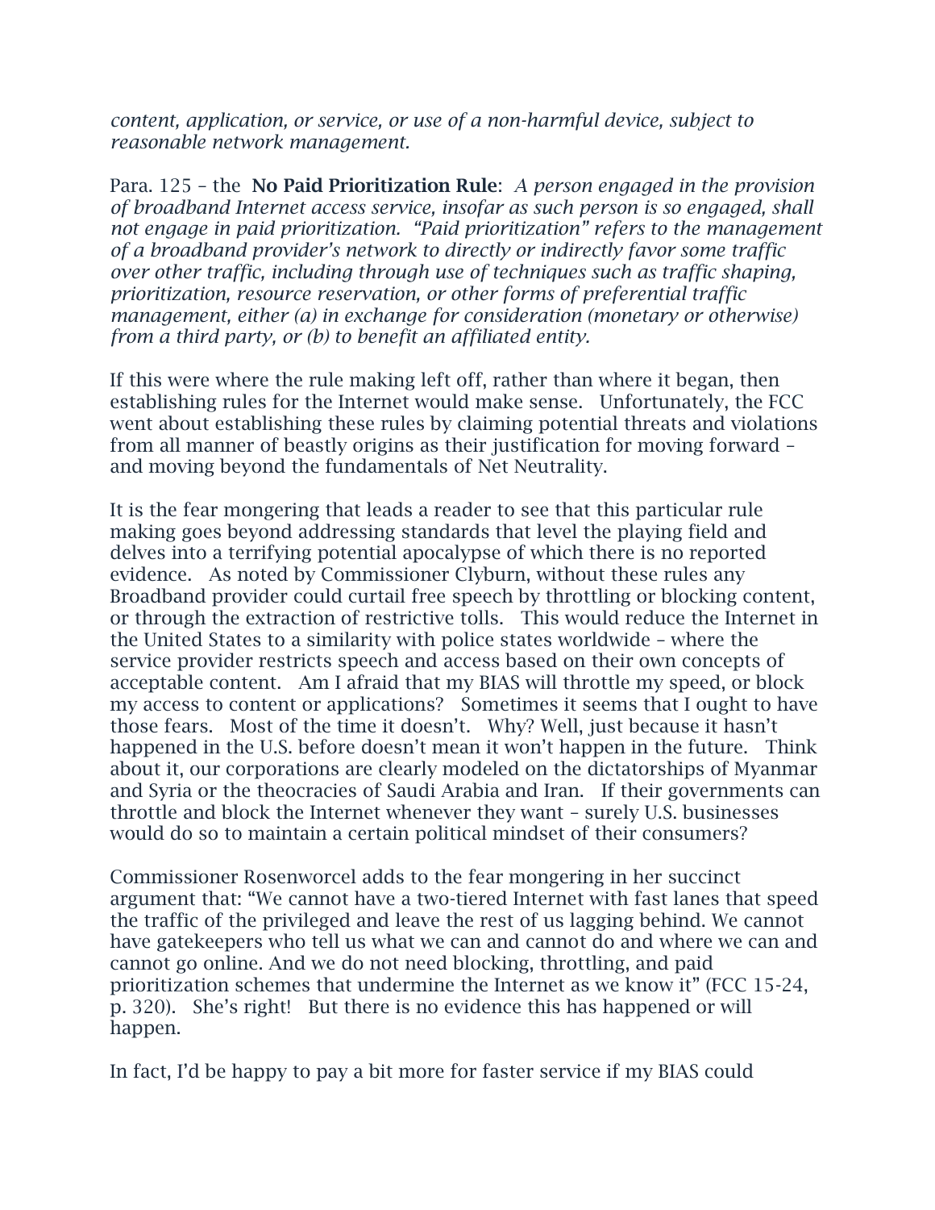*content, application, or service, or use of a non-harmful device, subject to reasonable network management.*

Para. 125 – the **No Paid Prioritization Rule**: *A person engaged in the provision of broadband Internet access service, insofar as such person is so engaged, shall not engage in paid prioritization. "Paid prioritization" refers to the management of a broadband provider's network to directly or indirectly favor some traffic over other traffic, including through use of techniques such as traffic shaping, prioritization, resource reservation, or other forms of preferential traffic management, either (a) in exchange for consideration (monetary or otherwise) from a third party, or (b) to benefit an affiliated entity.*

If this were where the rule making left off, rather than where it began, then establishing rules for the Internet would make sense. Unfortunately, the FCC went about establishing these rules by claiming potential threats and violations from all manner of beastly origins as their justification for moving forward – and moving beyond the fundamentals of Net Neutrality.

It is the fear mongering that leads a reader to see that this particular rule making goes beyond addressing standards that level the playing field and delves into a terrifying potential apocalypse of which there is no reported evidence. As noted by Commissioner Clyburn, without these rules any Broadband provider could curtail free speech by throttling or blocking content, or through the extraction of restrictive tolls. This would reduce the Internet in the United States to a similarity with police states worldwide – where the service provider restricts speech and access based on their own concepts of acceptable content. Am I afraid that my BIAS will throttle my speed, or block my access to content or applications? Sometimes it seems that I ought to have those fears. Most of the time it doesn't. Why? Well, just because it hasn't happened in the U.S. before doesn't mean it won't happen in the future. Think about it, our corporations are clearly modeled on the dictatorships of Myanmar and Syria or the theocracies of Saudi Arabia and Iran. If their governments can throttle and block the Internet whenever they want – surely U.S. businesses would do so to maintain a certain political mindset of their consumers?

Commissioner Rosenworcel adds to the fear mongering in her succinct argument that: "We cannot have a two-tiered Internet with fast lanes that speed the traffic of the privileged and leave the rest of us lagging behind. We cannot have gatekeepers who tell us what we can and cannot do and where we can and cannot go online. And we do not need blocking, throttling, and paid prioritization schemes that undermine the Internet as we know it" (FCC 15-24, p. 320). She's right! But there is no evidence this has happened or will happen.

In fact, I'd be happy to pay a bit more for faster service if my BIAS could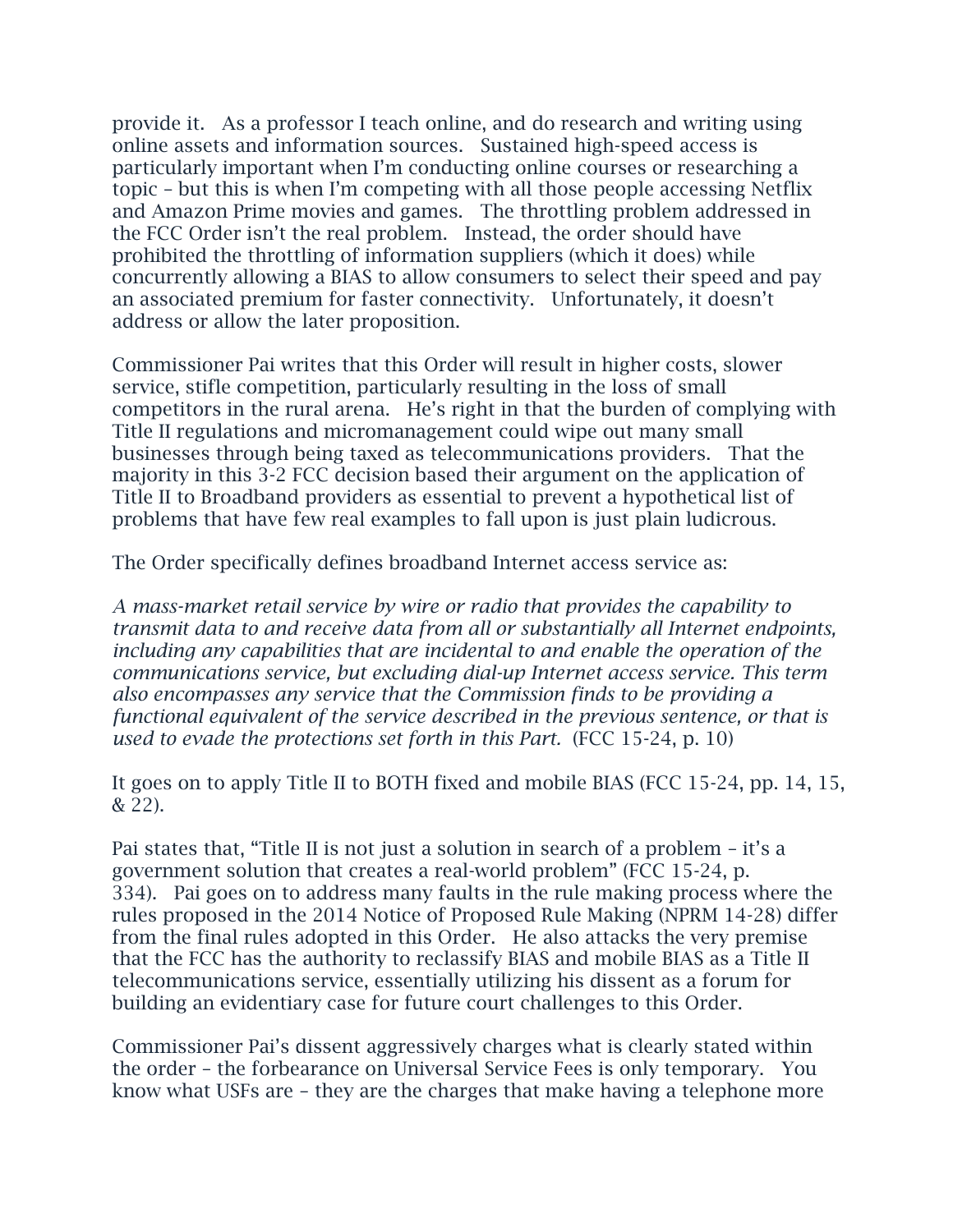provide it. As a professor I teach online, and do research and writing using online assets and information sources. Sustained high-speed access is particularly important when I'm conducting online courses or researching a topic – but this is when I'm competing with all those people accessing Netflix and Amazon Prime movies and games. The throttling problem addressed in the FCC Order isn't the real problem. Instead, the order should have prohibited the throttling of information suppliers (which it does) while concurrently allowing a BIAS to allow consumers to select their speed and pay an associated premium for faster connectivity. Unfortunately, it doesn't address or allow the later proposition.

Commissioner Pai writes that this Order will result in higher costs, slower service, stifle competition, particularly resulting in the loss of small competitors in the rural arena. He's right in that the burden of complying with Title II regulations and micromanagement could wipe out many small businesses through being taxed as telecommunications providers. That the majority in this 3-2 FCC decision based their argument on the application of Title II to Broadband providers as essential to prevent a hypothetical list of problems that have few real examples to fall upon is just plain ludicrous.

The Order specifically defines broadband Internet access service as:

*A mass-market retail service by wire or radio that provides the capability to transmit data to and receive data from all or substantially all Internet endpoints, including any capabilities that are incidental to and enable the operation of the communications service, but excluding dial-up Internet access service. This term also encompasses any service that the Commission finds to be providing a functional equivalent of the service described in the previous sentence, or that is used to evade the protections set forth in this Part.* (FCC 15-24, p. 10)

It goes on to apply Title II to BOTH fixed and mobile BIAS (FCC 15-24, pp. 14, 15, & 22).

Pai states that, "Title II is not just a solution in search of a problem – it's a government solution that creates a real-world problem" (FCC 15-24, p. 334). Pai goes on to address many faults in the rule making process where the rules proposed in the 2014 Notice of Proposed Rule Making (NPRM 14-28) differ from the final rules adopted in this Order. He also attacks the very premise that the FCC has the authority to reclassify BIAS and mobile BIAS as a Title II telecommunications service, essentially utilizing his dissent as a forum for building an evidentiary case for future court challenges to this Order.

Commissioner Pai's dissent aggressively charges what is clearly stated within the order – the forbearance on Universal Service Fees is only temporary. You know what USFs are – they are the charges that make having a telephone more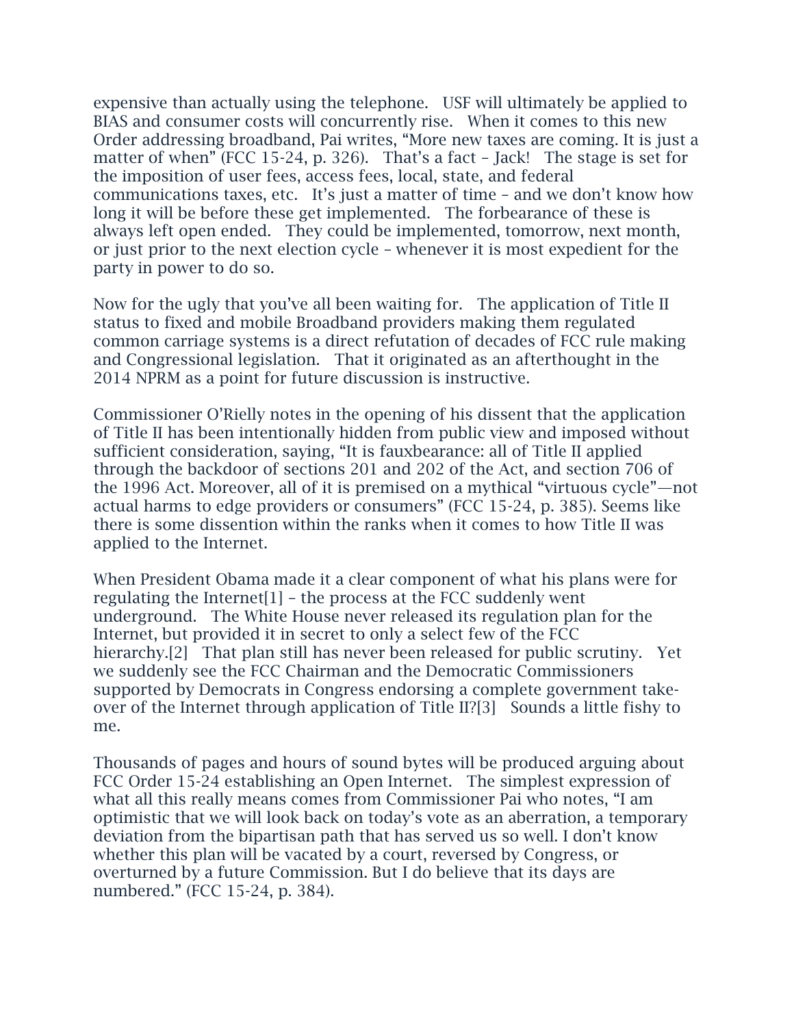expensive than actually using the telephone. USF will ultimately be applied to BIAS and consumer costs will concurrently rise. When it comes to this new Order addressing broadband, Pai writes, "More new taxes are coming. It is just a matter of when" (FCC 15-24, p. 326). That's a fact – Jack! The stage is set for the imposition of user fees, access fees, local, state, and federal communications taxes, etc. It's just a matter of time – and we don't know how long it will be before these get implemented. The forbearance of these is always left open ended. They could be implemented, tomorrow, next month, or just prior to the next election cycle – whenever it is most expedient for the party in power to do so.

Now for the ugly that you've all been waiting for. The application of Title II status to fixed and mobile Broadband providers making them regulated common carriage systems is a direct refutation of decades of FCC rule making and Congressional legislation. That it originated as an afterthought in the 2014 NPRM as a point for future discussion is instructive.

Commissioner O'Rielly notes in the opening of his dissent that the application of Title II has been intentionally hidden from public view and imposed without sufficient consideration, saying, "It is fauxbearance: all of Title II applied through the backdoor of sections 201 and 202 of the Act, and section 706 of the 1996 Act. Moreover, all of it is premised on a mythical "virtuous cycle"—not actual harms to edge providers or consumers" (FCC 15-24, p. 385). Seems like there is some dissention within the ranks when it comes to how Title II was applied to the Internet.

When President Obama made it a clear component of what his plans were for regulating the Internet[1] – the process at the FCC suddenly went underground. The White House never released its regulation plan for the Internet, but provided it in secret to only a select few of the FCC hierarchy.[2] That plan still has never been released for public scrutiny. Yet we suddenly see the FCC Chairman and the Democratic Commissioners supported by Democrats in Congress endorsing a complete government take-over of the Internet through application of Title II?[3] Sounds a little fishy to me.

Thousands of pages and hours of sound bytes will be produced arguing about FCC Order 15-24 establishing an Open Internet. The simplest expression of what all this really means comes from Commissioner Pai who notes, "I am optimistic that we will look back on today's vote as an aberration, a temporary deviation from the bipartisan path that has served us so well. I don't know whether this plan will be vacated by a court, reversed by Congress, or overturned by a future Commission. But I do believe that its days are numbered." (FCC 15-24, p. 384).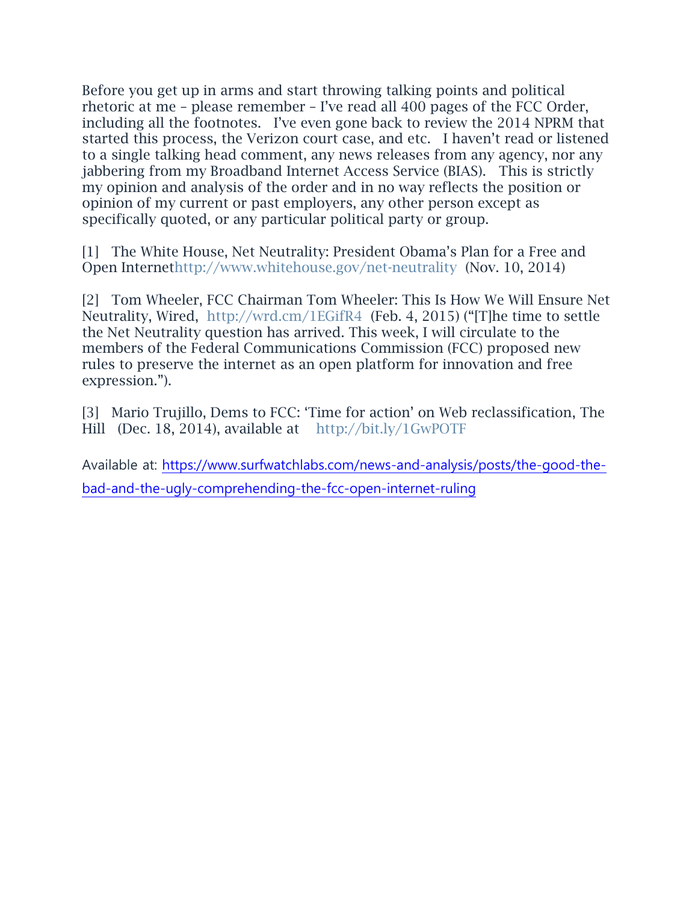Before you get up in arms and start throwing talking points and political rhetoric at me – please remember – I've read all 400 pages of the FCC Order, including all the footnotes. I've even gone back to review the 2014 NPRM that started this process, the Verizon court case, and etc. I haven't read or listened to a single talking head comment, any news releases from any agency, nor any jabbering from my Broadband Internet Access Service (BIAS). This is strictly my opinion and analysis of the order and in no way reflects the position or opinion of my current or past employers, any other person except as specifically quoted, or any particular political party or group.

[1] The White House, Net Neutrality: President Obama's Plan for a Free and Open Internethttp://www.whitehouse.gov/net-neutrality (Nov. 10, 2014)

[2] Tom Wheeler, FCC Chairman Tom Wheeler: This Is How We Will Ensure Net Neutrality, Wired, http://wrd.cm/1EGifR4 (Feb. 4, 2015) ("[T]he time to settle the Net Neutrality question has arrived. This week, I will circulate to the members of the Federal Communications Commission (FCC) proposed new rules to preserve the internet as an open platform for innovation and free expression.").

[3] Mario Trujillo, Dems to FCC: 'Time for action' on Web reclassification, The Hill (Dec. 18, 2014), available at http://bit.ly/1GwPOTF

Available at: https://www.surfwatchlabs.com/news-and-analysis/posts/the-good-the-bad-and-the-ugly-comprehending-the-fcc-open-internet-ruling